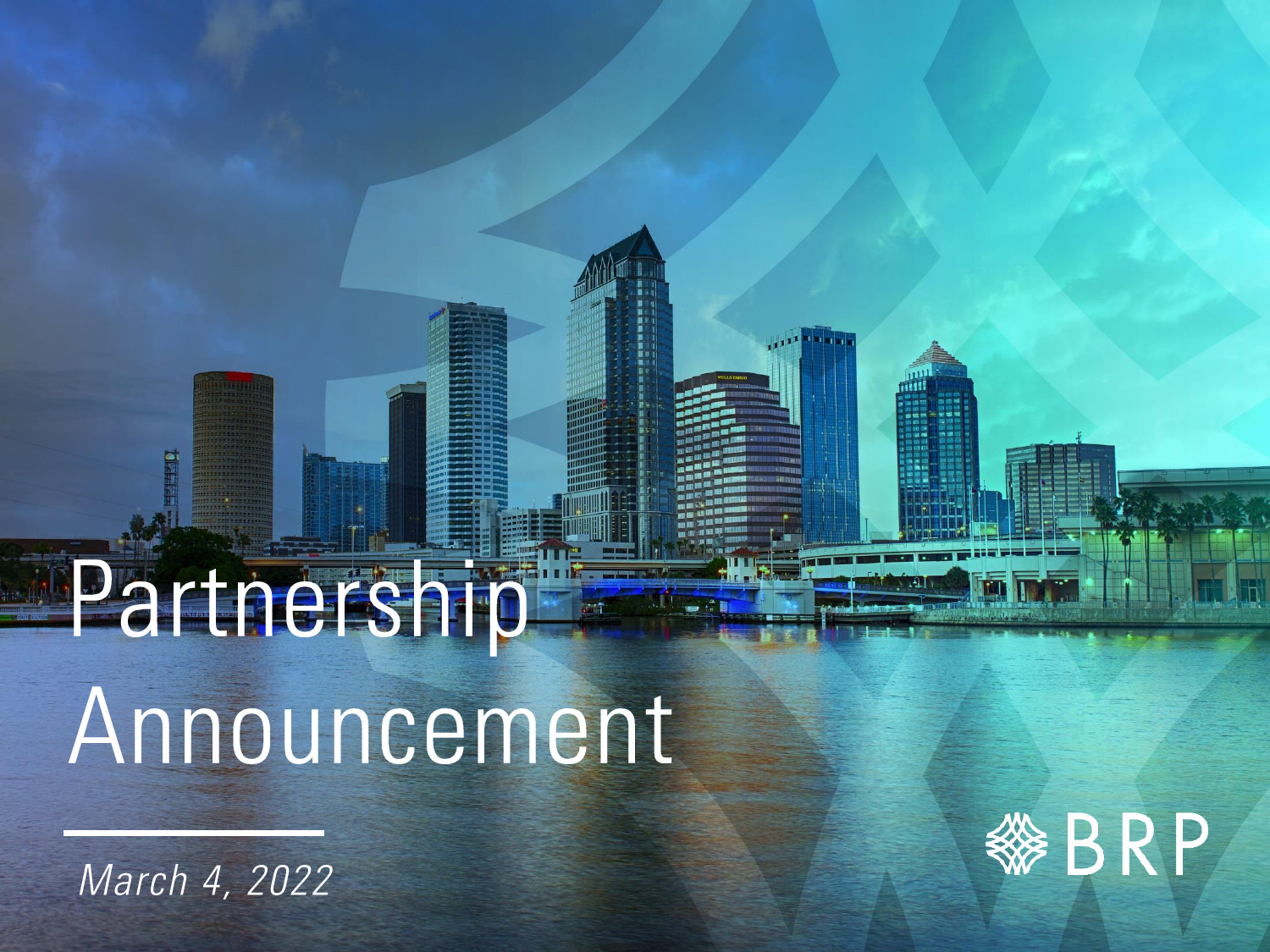# Partnership Announcement

*March 4, 2022*

BRP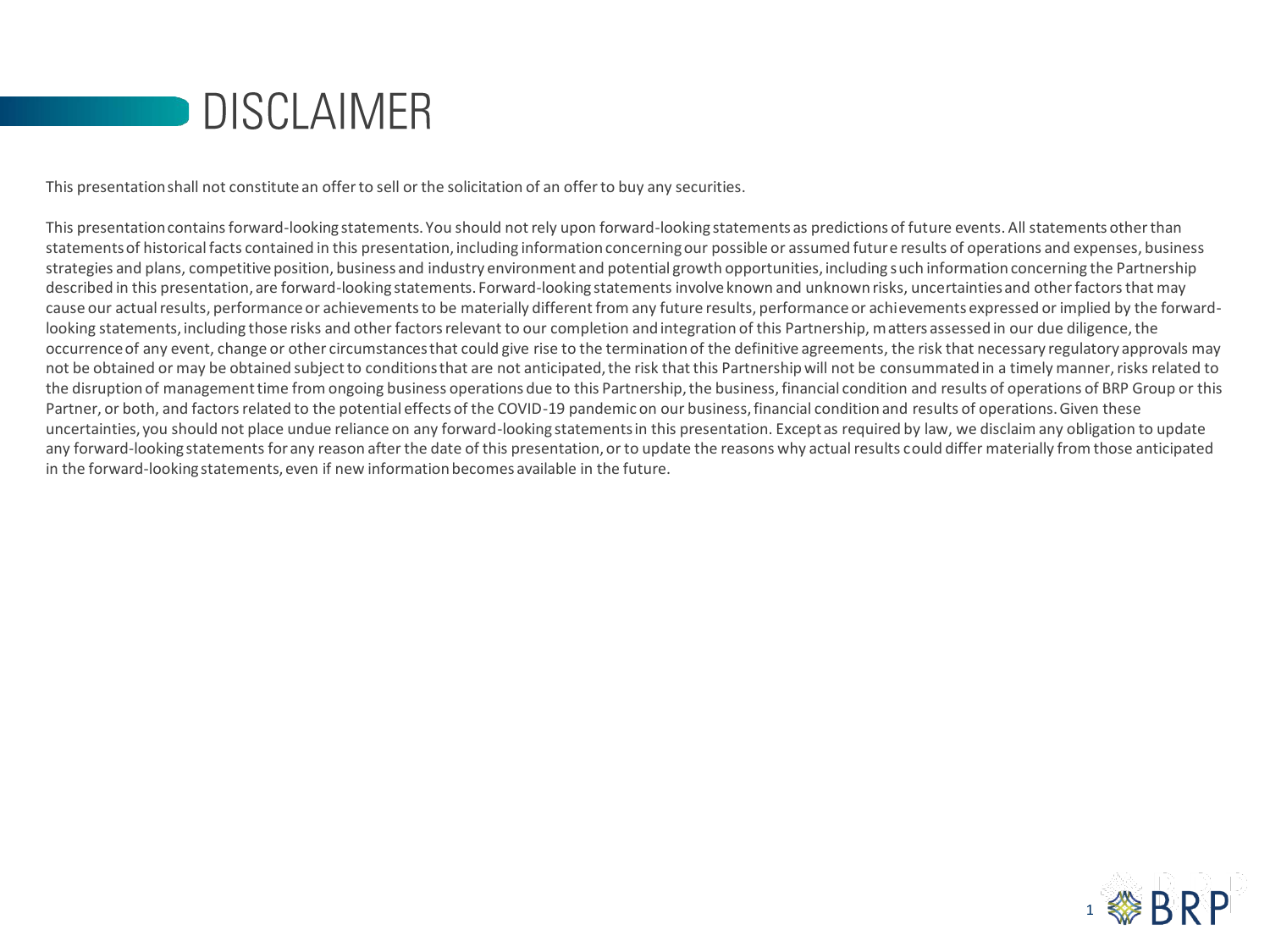# DISCLAIMER

This presentation shall not constitute an offer to sell or the solicitation of an offer to buy any securities.

This presentation contains forward-looking statements. You should not rely upon forward-looking statements as predictions of future events. All statements other than statements of historical facts contained in this presentation, including information concerning our possible or assumed future results of operations and expenses, business strategies and plans, competitive position, business and industry environment and potential growth opportunities, including such information concerning the Partnership described in this presentation, are forward-looking statements. Forward-looking statements involve known and unknown risks, uncertainties and other factors that may cause our actual results, performance or achievements to be materially different from any future results, performance or achievements expressed or implied by the forward-looking statements, including those risks and other factors relevant to our completion and integration of this Partnership, matters assessed in our due diligence, the occurrence of any event, change or other circumstances that could give rise to the termination of the definitive agreements, the risk that necessary regulatory approvals may not be obtained or may be obtained subject to conditions that are not anticipated, the risk that this Partnership will not be consummated in a timely manner, risks related to the disruption of management time from ongoing business operations due to this Partnership, the business, financial condition and results of operations of BRP Group or this Partner, or both, and factors related to the potential effects of the COVID-19 pandemic on our business, financial condition and results of operations. Given these uncertainties, you should not place undue reliance on any forward-looking statements in this presentation. Except as required by law, we disclaim any obligation to update any forward-looking statements for any reason after the date of this presentation, or to update the reasons why actual results could differ materially from those anticipated in the forward-looking statements, even if new information becomes available in the future.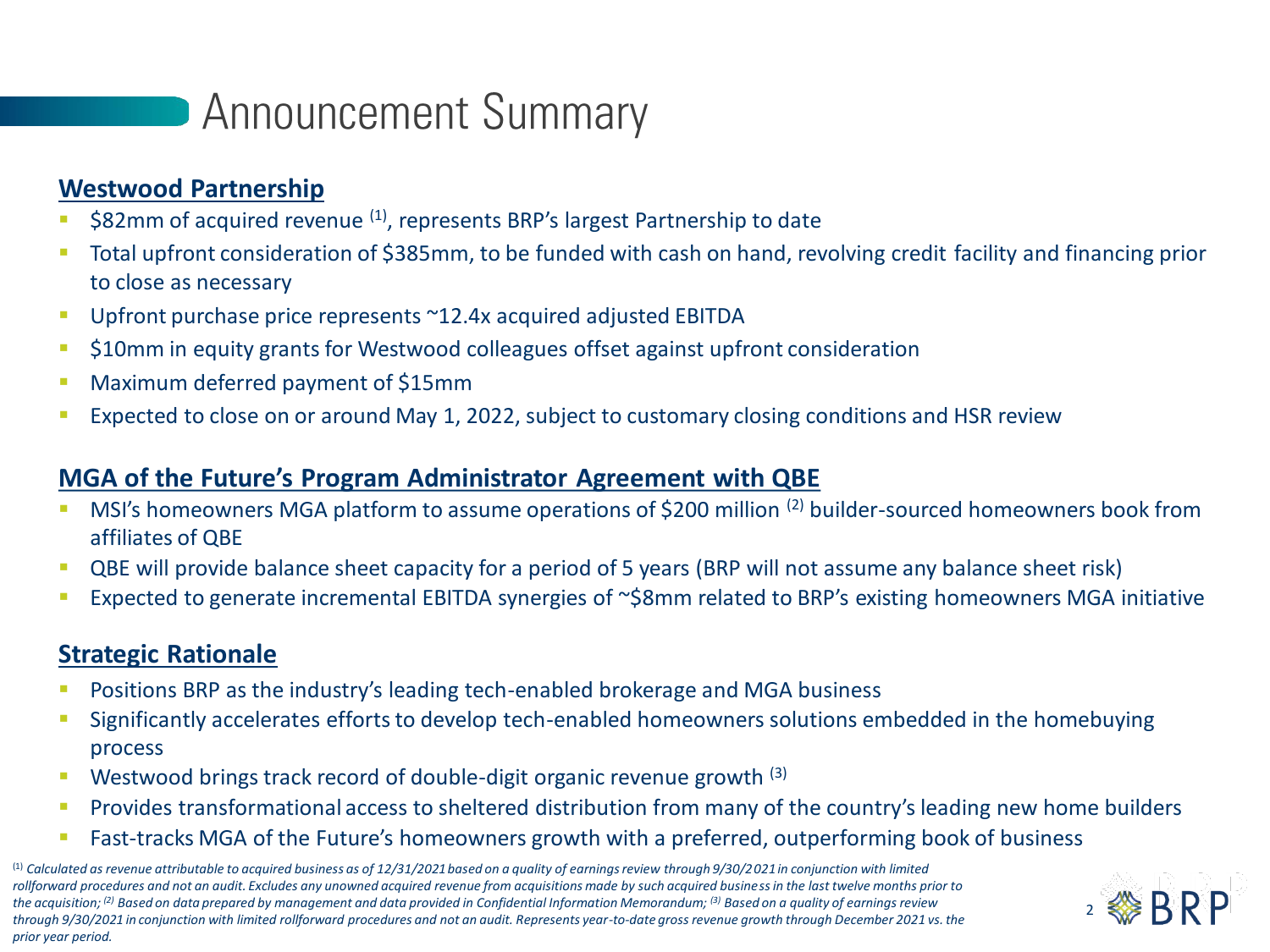# Announcement Summary

## Westwood Partnership

- $82mm of acquired revenue [1], represents BRP's largest Partnership to date
- Total upfront consideration of $385mm, to be funded with cash on hand, revolving credit facility and financing prior to close as necessary
- Upfront purchase price represents ~12.4x acquired adjusted EBITDA
- $10mm in equity grants for Westwood colleagues offset against upfront consideration
- Maximum deferred payment of $15mm
- Expected to close on or around May 1, 2022, subject to customary closing conditions and HSR review

## MGA of the Future's Program Administrator Agreement with QBE

- MSI's homeowners MGA platform to assume operations of $200 million [2] builder-sourced homeowners book from affiliates of QBE
- QBE will provide balance sheet capacity for a period of 5 years (BRP will not assume any balance sheet risk)
- Expected to generate incremental EBITDA synergies of ~$8mm related to BRP's existing homeowners MGA initiative

## Strategic Rationale

- Positions BRP as the industry's leading tech-enabled brokerage and MGA business
- Significantly accelerates efforts to develop tech-enabled homeowners solutions embedded in the homebuying process
- Westwood brings track record of double-digit organic revenue growth [3]
- Provides transformational access to sheltered distribution from many of the country's leading new home builders
- Fast-tracks MGA of the Future's homeowners growth with a preferred, outperforming book of business

*[1] Calculated as revenue attributable to acquired business as of 12/31/2021 based on a quality of earnings review through 9/30/2021 in conjunction with limited rollforward procedures and not an audit. Excludes any unowned acquired revenue from acquisitions made by such acquired business in the last twelve months prior to the acquisition; [2] Based on data prepared by management and data provided in Confidential Information Memorandum; [3] Based on a quality of earnings review through 9/30/2021 in conjunction with limited rollforward procedures and not an audit. Represents year-to-date gross revenue growth through December 2021 vs. the prior year period.*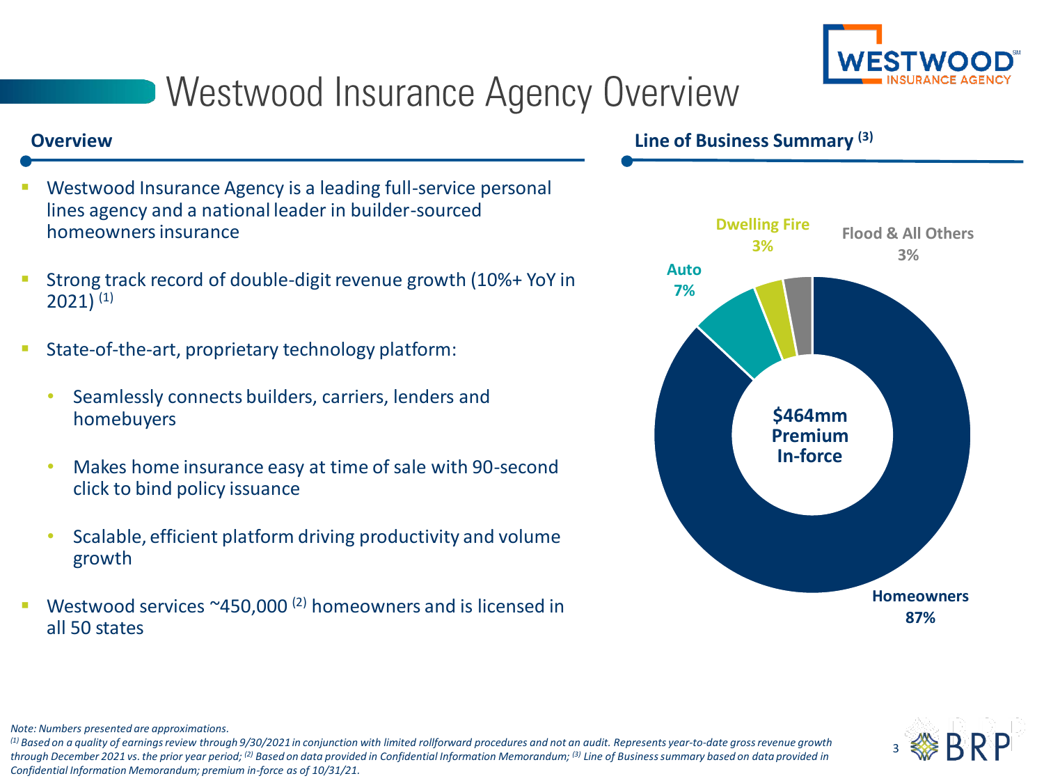# Westwood Insurance Agency Overview

## Overview

- Westwood Insurance Agency is a leading full-service personal lines agency and a national leader in builder-sourced homeowners insurance
- Strong track record of double-digit revenue growth (10%+ YoY in 2021) [1]
- State-of-the-art, proprietary technology platform:
  - Seamlessly connects builders, carriers, lenders and homebuyers
  - Makes home insurance easy at time of sale with 90-second click to bind policy issuance
  - Scalable, efficient platform driving productivity and volume growth
- Westwood services ~450,000 [2] homeowners and is licensed in all 50 states

## Line of Business Summary [3]

**$464mm Premium In-force**

| Line of Business | Share |
| --- | --- |
| Homeowners | 87% |
| Auto | 7% |
| Dwelling Fire | 3% |
| Flood & All Others | 3% |

*Note: Numbers presented are approximations.*

*[1] Based on a quality of earnings review through 9/30/2021 in conjunction with limited rollforward procedures and not an audit. Represents year-to-date gross revenue growth through December 2021 vs. the prior year period; [2] Based on data provided in Confidential Information Memorandum; [3] Line of Business summary based on data provided in Confidential Information Memorandum; premium in-force as of 10/31/21.*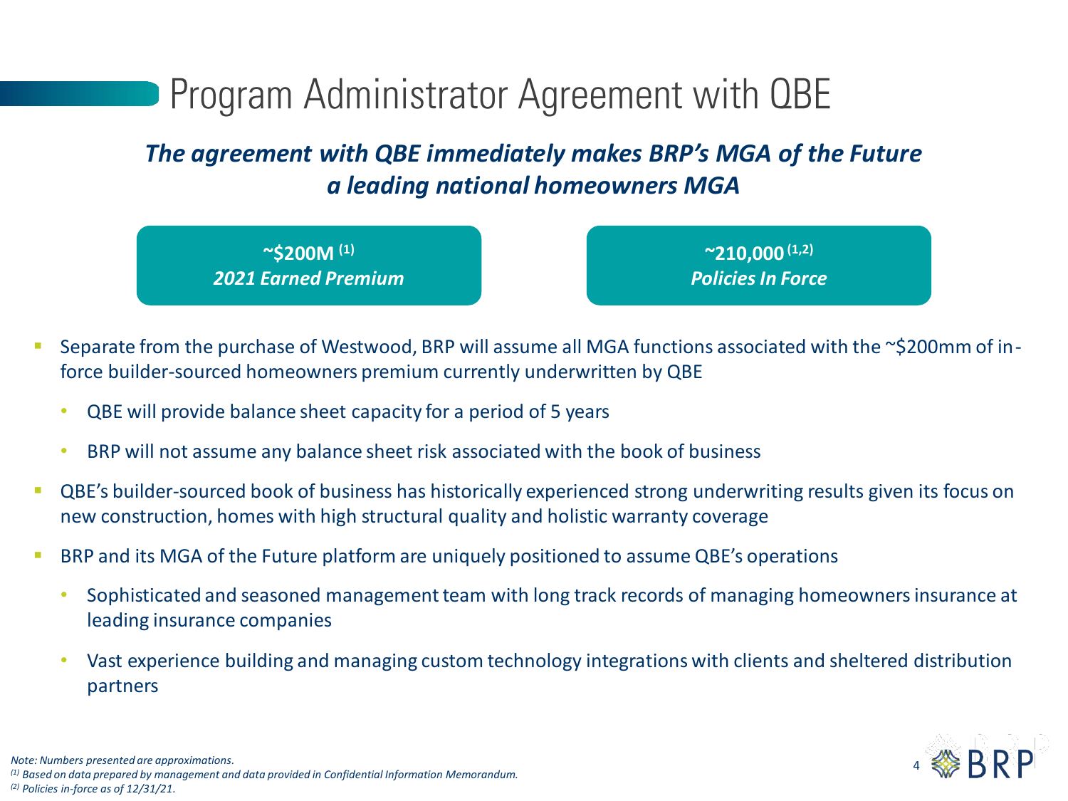# Program Administrator Agreement with QBE

***The agreement with QBE immediately makes BRP's MGA of the Future a leading national homeowners MGA***

| **~$200M [1]** *2021 Earned Premium* | **~210,000 [1,2]** *Policies In Force* |
| --- | --- |

- Separate from the purchase of Westwood, BRP will assume all MGA functions associated with the ~$200mm of in-force builder-sourced homeowners premium currently underwritten by QBE
  - QBE will provide balance sheet capacity for a period of 5 years
  - BRP will not assume any balance sheet risk associated with the book of business
- QBE's builder-sourced book of business has historically experienced strong underwriting results given its focus on new construction, homes with high structural quality and holistic warranty coverage
- BRP and its MGA of the Future platform are uniquely positioned to assume QBE's operations
  - Sophisticated and seasoned management team with long track records of managing homeowners insurance at leading insurance companies
  - Vast experience building and managing custom technology integrations with clients and sheltered distribution partners

*Note: Numbers presented are approximations.*
*[1] Based on data prepared by management and data provided in Confidential Information Memorandum.*
*[2] Policies in-force as of 12/31/21.*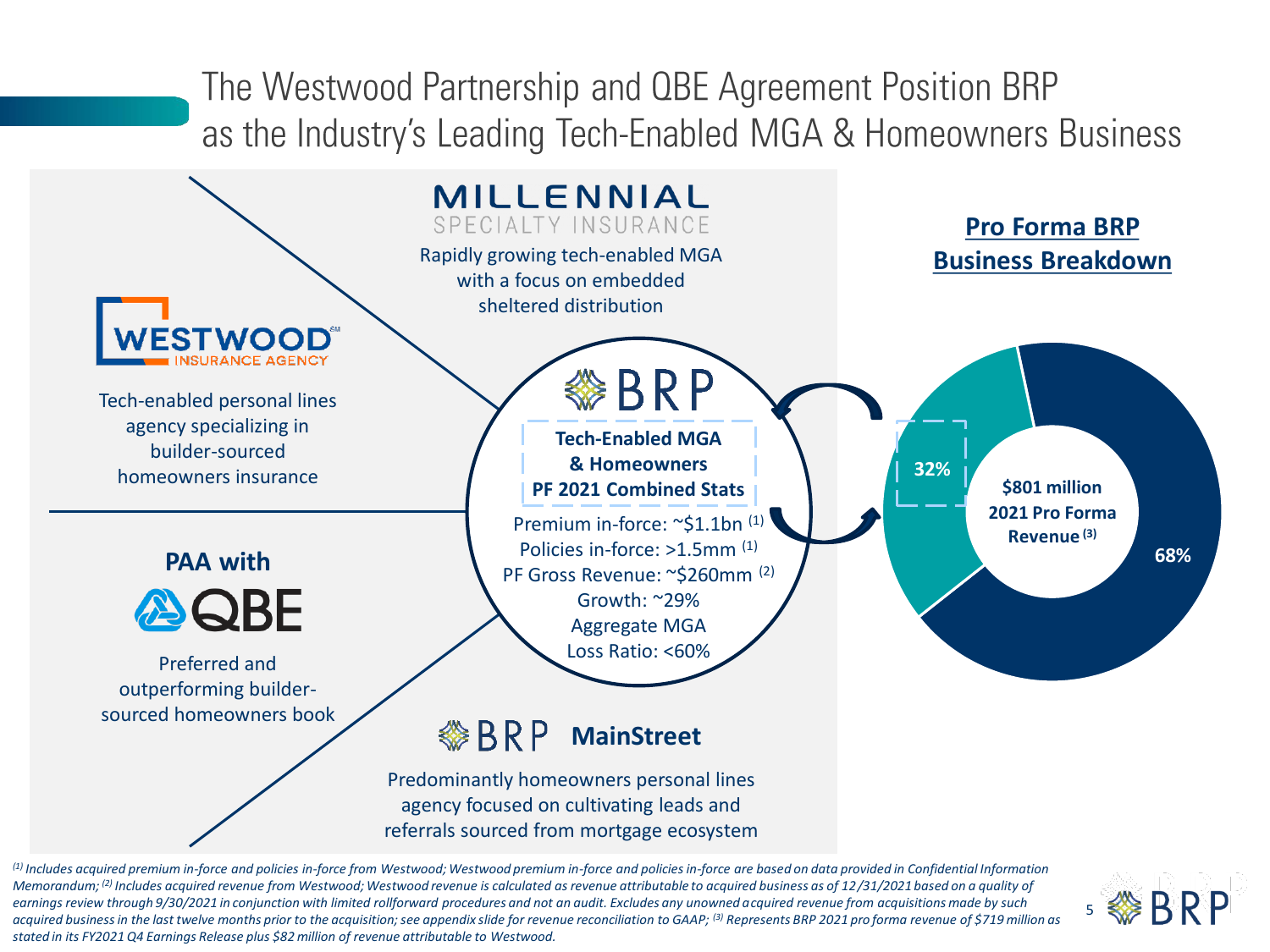# The Westwood Partnership and QBE Agreement Position BRP as the Industry's Leading Tech-Enabled MGA & Homeowners Business

**MILLENNIAL SPECIALTY INSURANCE**

Rapidly growing tech-enabled MGA with a focus on embedded sheltered distribution

**WESTWOOD INSURANCE AGENCY**

Tech-enabled personal lines agency specializing in builder-sourced homeowners insurance

**PAA with QBE**

Preferred and outperforming builder-sourced homeowners book

**BRP**

**Tech-Enabled MGA & Homeowners PF 2021 Combined Stats**

Premium in-force: ~$1.1bn [1]
Policies in-force: >1.5mm [1]
PF Gross Revenue: ~$260mm [2]
Growth: ~29%
Aggregate MGA Loss Ratio: <60%

**BRP MainStreet**

Predominantly homeowners personal lines agency focused on cultivating leads and referrals sourced from mortgage ecosystem

**Pro Forma BRP Business Breakdown**

**$801 million 2021 Pro Forma Revenue [3]**

- 32%
- 68%

*[1] Includes acquired premium in-force and policies in-force from Westwood; Westwood premium in-force and policies in-force are based on data provided in Confidential Information Memorandum; [2] Includes acquired revenue from Westwood; Westwood revenue is calculated as revenue attributable to acquired business as of 12/31/2021 based on a quality of earnings review through 9/30/2021 in conjunction with limited rollforward procedures and not an audit. Excludes any unowned acquired revenue from acquisitions made by such acquired business in the last twelve months prior to the acquisition; see appendix slide for revenue reconciliation to GAAP; [3] Represents BRP 2021 pro forma revenue of $719 million as stated in its FY2021 Q4 Earnings Release plus $82 million of revenue attributable to Westwood.*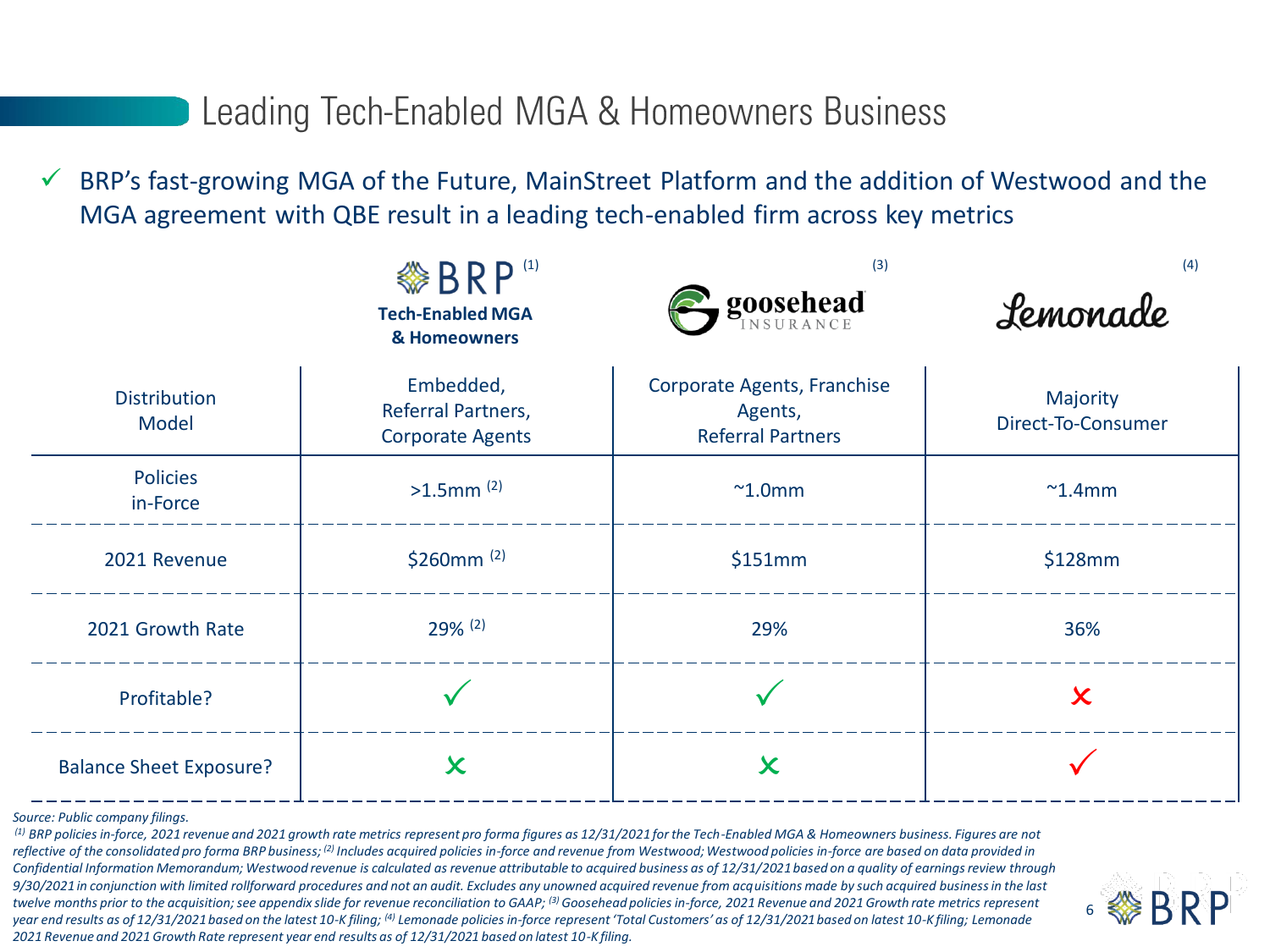# Leading Tech-Enabled MGA & Homeowners Business

✓ BRP's fast-growing MGA of the Future, MainStreet Platform and the addition of Westwood and the MGA agreement with QBE result in a leading tech-enabled firm across key metrics

| | BRP [1] Tech-Enabled MGA & Homeowners | goosehead INSURANCE [3] | Lemonade [4] |
|---|---|---|---|
| Distribution Model | Embedded, Referral Partners, Corporate Agents | Corporate Agents, Franchise Agents, Referral Partners | Majority Direct-To-Consumer |
| Policies in-Force | >1.5mm [2] | ~1.0mm | ~1.4mm |
| 2021 Revenue | $260mm [2] | $151mm | $128mm |
| 2021 Growth Rate | 29% [2] | 29% | 36% |
| Profitable? | ✓ | ✓ | ✗ |
| Balance Sheet Exposure? | ✗ | ✗ | ✓ |

*Source: Public company filings.*

*[1] BRP policies in-force, 2021 revenue and 2021 growth rate metrics represent pro forma figures as 12/31/2021 for the Tech-Enabled MGA & Homeowners business. Figures are not reflective of the consolidated pro forma BRP business; [2] Includes acquired policies in-force and revenue from Westwood; Westwood policies in-force are based on data provided in Confidential Information Memorandum; Westwood revenue is calculated as revenue attributable to acquired business as of 12/31/2021 based on a quality of earnings review through 9/30/2021 in conjunction with limited rollforward procedures and not an audit. Excludes any unowned acquired revenue from acquisitions made by such acquired business in the last twelve months prior to the acquisition; see appendix slide for revenue reconciliation to GAAP; [3] Goosehead policies in-force, 2021 Revenue and 2021 Growth rate metrics represent year end results as of 12/31/2021 based on the latest 10-K filing; [4] Lemonade policies in-force represent 'Total Customers' as of 12/31/2021 based on latest 10-K filing; Lemonade 2021 Revenue and 2021 Growth Rate represent year end results as of 12/31/2021 based on latest 10-K filing.*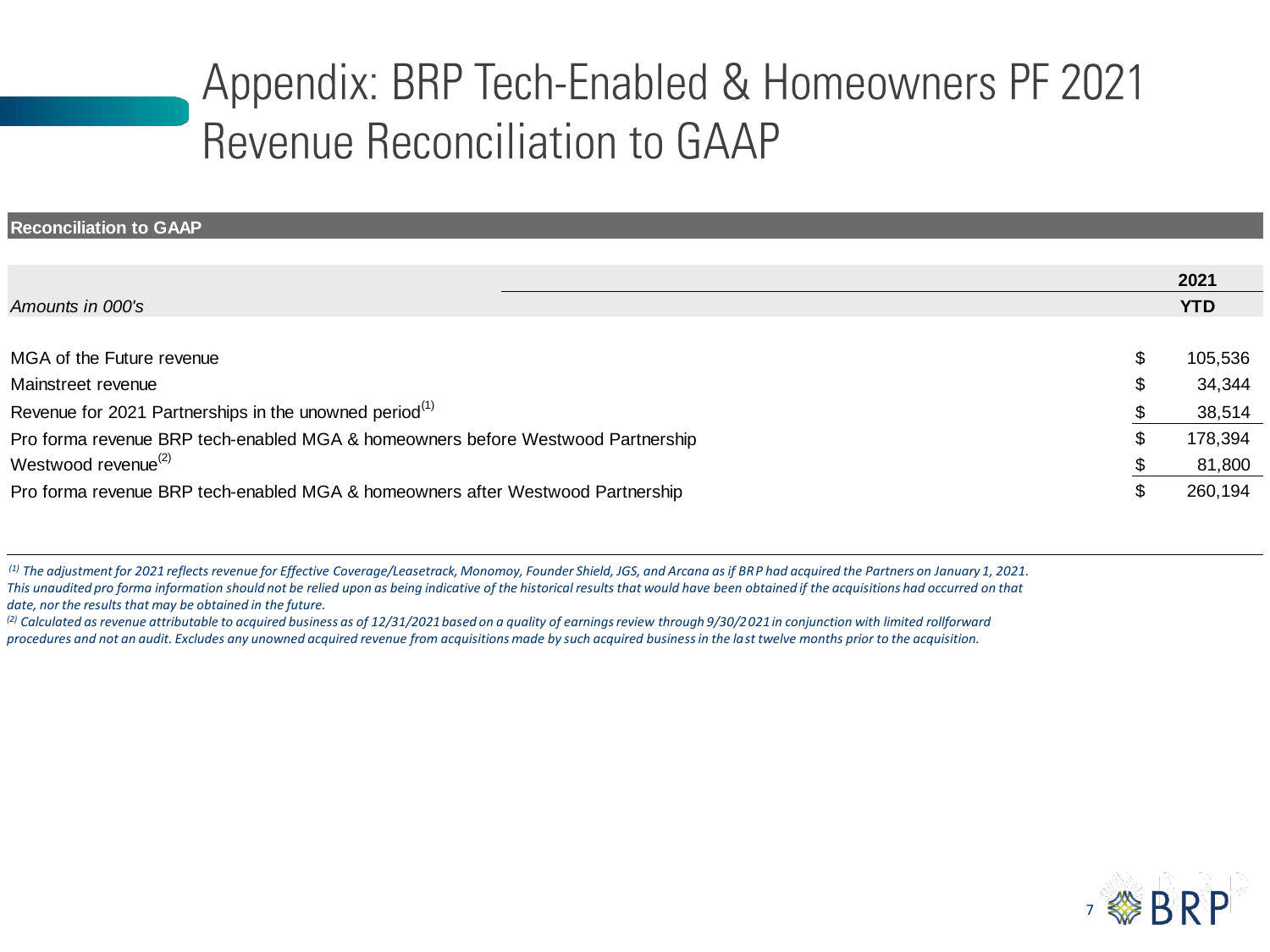# Appendix: BRP Tech-Enabled & Homeowners PF 2021 Revenue Reconciliation to GAAP

**Reconciliation to GAAP**

| *Amounts in 000's* | **2021 YTD** |
|---|---|
| MGA of the Future revenue | $ 105,536 |
| Mainstreet revenue | $ 34,344 |
| Revenue for 2021 Partnerships in the unowned period[1] | $ 38,514 |
| Pro forma revenue BRP tech-enabled MGA & homeowners before Westwood Partnership | $ 178,394 |
| Westwood revenue[2] | $ 81,800 |
| Pro forma revenue BRP tech-enabled MGA & homeowners after Westwood Partnership | $ 260,194 |

*[1] The adjustment for 2021 reflects revenue for Effective Coverage/Leasetrack, Monomoy, Founder Shield, JGS, and Arcana as if BRP had acquired the Partners on January 1, 2021. This unaudited pro forma information should not be relied upon as being indicative of the historical results that would have been obtained if the acquisitions had occurred on that date, nor the results that may be obtained in the future.*

*[2] Calculated as revenue attributable to acquired business as of 12/31/2021 based on a quality of earnings review through 9/30/2021 in conjunction with limited rollforward procedures and not an audit. Excludes any unowned acquired revenue from acquisitions made by such acquired business in the last twelve months prior to the acquisition.*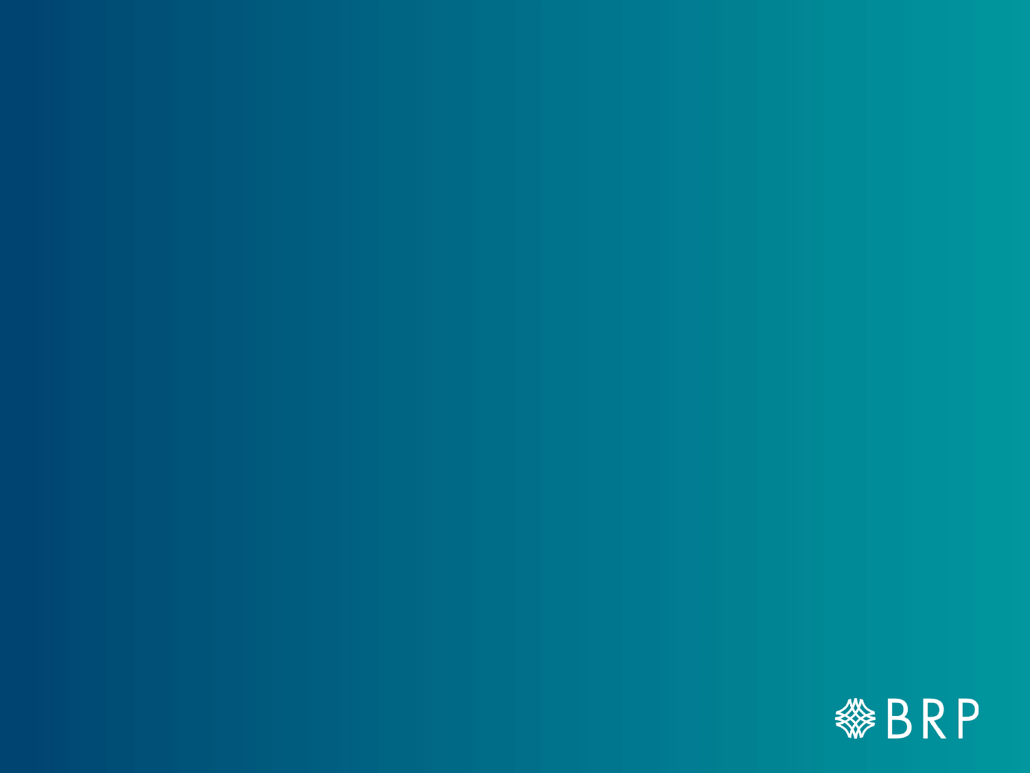BRP